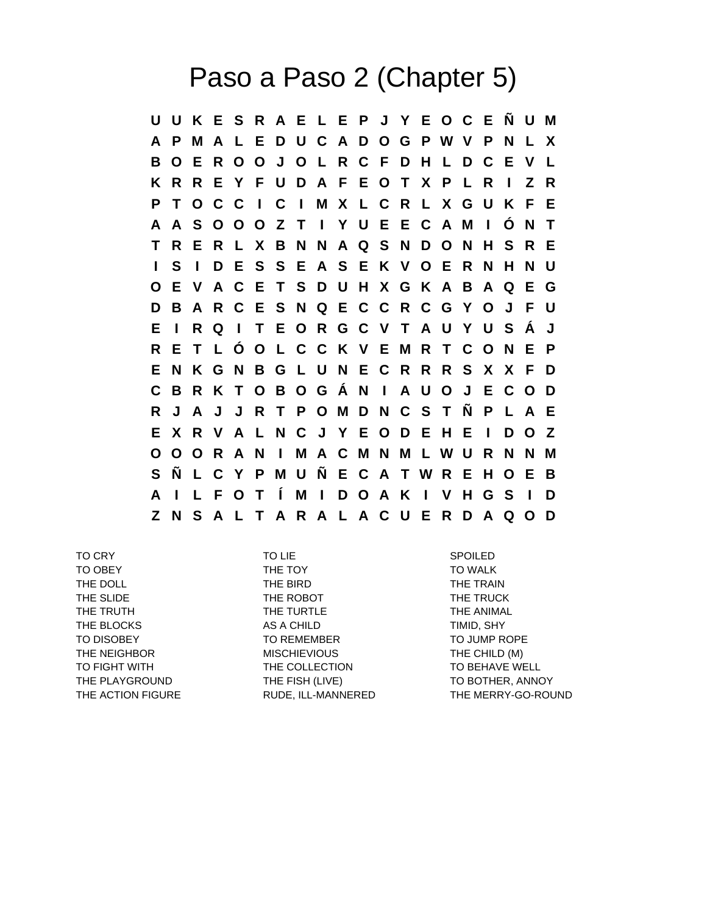# Paso a Paso 2 (Chapter 5)

```
U U K E S R A E L E P J Y E O C E Ñ U M
A P M A L E D U C A D O G P W V P N L X
B O E R O O J O L R C F D H L D C E V L
K R R E Y F U D A F E O T X P L R I Z R
P T O C C I C I M X L C R L X G U K F E
A A S O O O Z T I Y U E E C A M I Ó N T
T R E R L X B N N A Q S N D O N H S R E
I S I D E S S E A S E K V O E R N H N U
O E V A C E T S D U H X G K A B A Q E G
D B A R C E S N Q E C C R C G Y O J F U
E I R Q I T E O R G C V T A U Y U S Á J
R E T L Ó O L C C K V E M R T C O N E P
E N K G N B G L U N E C R R R S X X F D
C B R K T O B O G Á N I A U O J E C O D
R J A J J R T P O M D N C S T Ñ P L A E
E X R V A L N C J Y E O D E H E I D O Z
O O O R A N I M A C M N M L W U R N N M
S Ñ L C Y P M U Ñ E C A T W R E H O E B
A I L F O T Í M I D O A K I V H G S I D
Z N S A L T A R A L A C U E R D A Q O D
```

| | | |
|---|---|---|
| TO CRY | TO LIE | SPOILED |
| TO OBEY | THE TOY | TO WALK |
| THE DOLL | THE BIRD | THE TRAIN |
| THE SLIDE | THE ROBOT | THE TRUCK |
| THE TRUTH | THE TURTLE | THE ANIMAL |
| THE BLOCKS | AS A CHILD | TIMID, SHY |
| TO DISOBEY | TO REMEMBER | TO JUMP ROPE |
| THE NEIGHBOR | MISCHIEVIOUS | THE CHILD (M) |
| TO FIGHT WITH | THE COLLECTION | TO BEHAVE WELL |
| THE PLAYGROUND | THE FISH (LIVE) | TO BOTHER, ANNOY |
| THE ACTION FIGURE | RUDE, ILL-MANNERED | THE MERRY-GO-ROUND |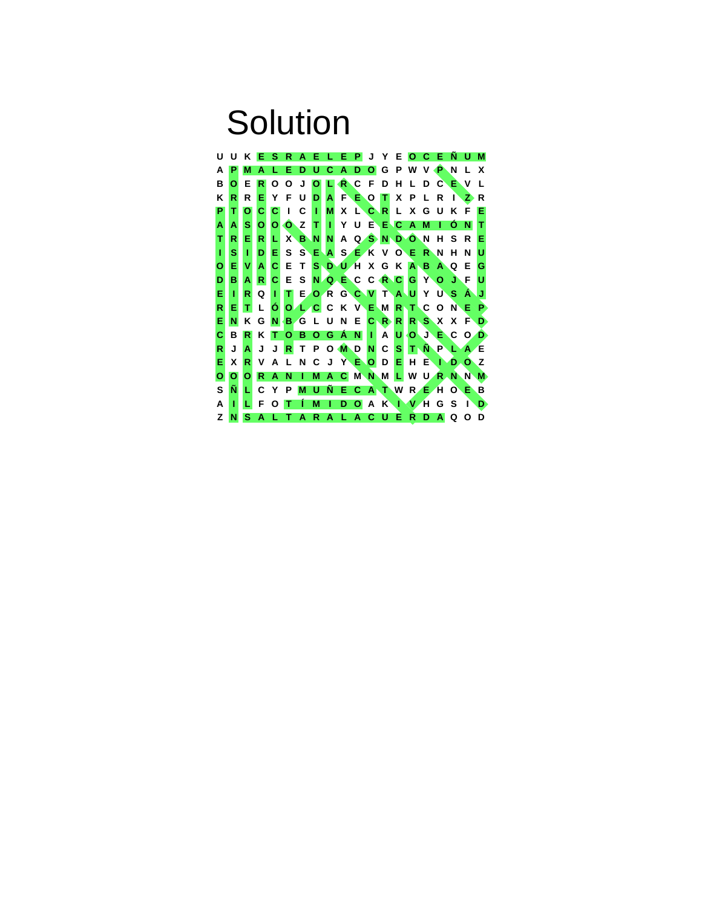# Solution

| | | | | | | | | | | | | | | | | | | | |
|---|---|---|---|---|---|---|---|---|---|---|---|---|---|---|---|---|---|---|---|
| U | U | K | E | S | R | A | E | L | E | P | J | Y | E | O | C | E | Ñ | U | M |
| A | P | M | A | L | E | D | U | C | A | D | O | G | P | W | V | P | N | L | X |
| B | O | E | R | O | O | J | O | L | R | C | F | D | H | L | D | C | E | V | L |
| K | R | R | E | Y | F | U | D | A | F | E | O | T | X | P | L | R | I | Z | R |
| P | T | O | C | C | I | C | I | M | X | L | C | R | L | X | G | U | K | F | E |
| A | A | S | O | O | O | Z | T | I | Y | U | E | E | C | A | M | I | Ó | N | T |
| T | R | E | R | L | X | B | N | N | A | Q | S | N | D | O | N | H | S | R | E |
| I | S | I | D | E | S | S | E | A | S | E | K | V | O | E | R | N | H | N | U |
| O | E | V | A | C | E | T | S | D | U | H | X | G | K | A | B | A | Q | E | G |
| D | B | A | R | C | E | S | N | Q | E | C | C | R | C | G | Y | O | J | F | U |
| E | I | R | Q | I | T | E | O | R | G | C | V | T | A | U | Y | U | S | Á | J |
| R | E | T | L | Ó | O | L | C | C | K | V | E | M | R | T | C | O | N | E | P |
| E | N | K | G | N | B | G | L | U | N | E | C | R | R | R | S | X | X | F | D |
| C | B | R | K | T | O | B | O | G | Á | N | I | A | U | O | J | E | C | O | D |
| R | J | A | J | J | R | T | P | O | M | D | N | C | S | T | Ñ | P | L | A | E |
| E | X | R | V | A | L | N | C | J | Y | E | O | D | E | H | E | I | D | O | Z |
| O | O | O | R | A | N | I | M | A | C | M | N | M | L | W | U | R | N | N | M |
| S | Ñ | L | C | Y | P | M | U | Ñ | E | C | A | T | W | R | E | H | O | E | B |
| A | I | L | F | O | T | Í | M | I | D | O | A | K | I | V | H | G | S | I | D |
| Z | N | S | A | L | T | A | R | A | L | A | C | U | E | R | D | A | Q | O | D |